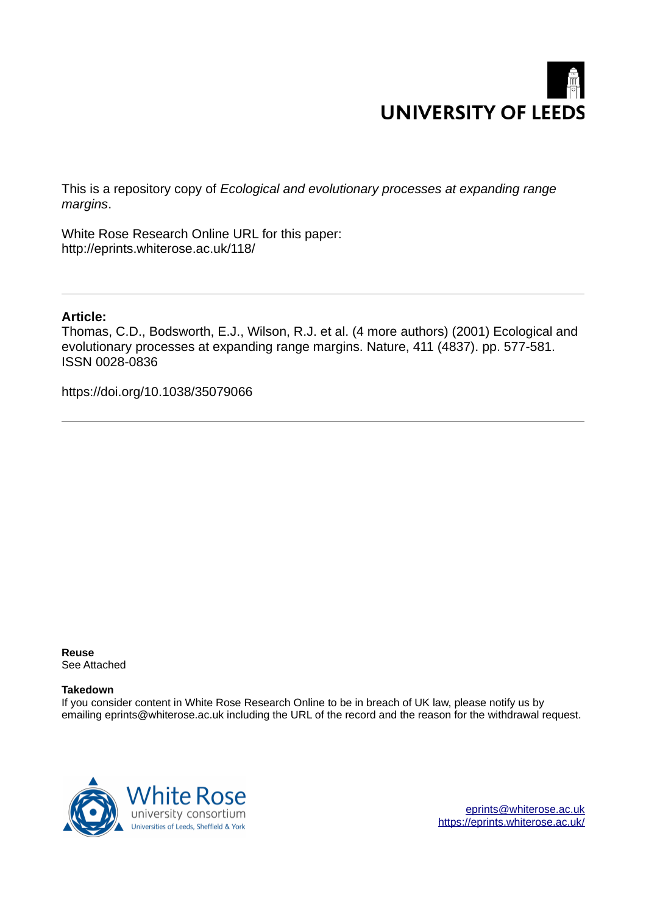UNIVERSITY OF LEEDS

This is a repository copy of *Ecological and evolutionary processes at expanding range margins*.

White Rose Research Online URL for this paper:
http://eprints.whiterose.ac.uk/118/

---

**Article:**

Thomas, C.D., Bodsworth, E.J., Wilson, R.J. et al. (4 more authors) (2001) Ecological and evolutionary processes at expanding range margins. Nature, 411 (4837). pp. 577-581. ISSN 0028-0836

https://doi.org/10.1038/35079066

---

**Reuse**
See Attached

**Takedown**
If you consider content in White Rose Research Online to be in breach of UK law, please notify us by emailing eprints@whiterose.ac.uk including the URL of the record and the reason for the withdrawal request.

White Rose university consortium
Universities of Leeds, Sheffield & York

eprints@whiterose.ac.uk
https://eprints.whiterose.ac.uk/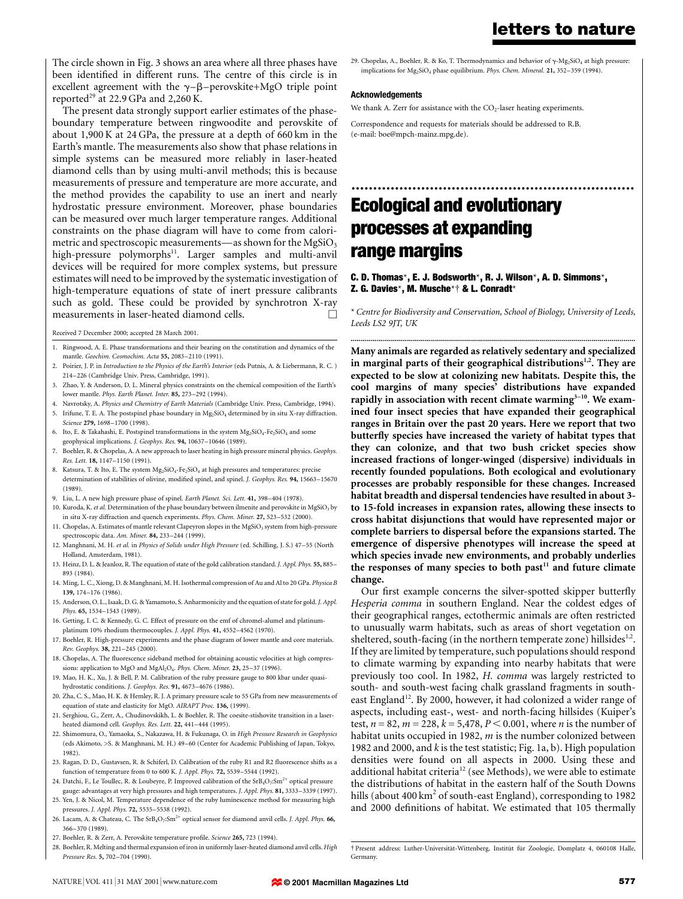The circle shown in Fig. 3 shows an area where all three phases have been identified in different runs. The centre of this circle is in excellent agreement with the γ–β–perovskite+MgO triple point reported[29] at 22.9 GPa and 2,260 K.

The present data strongly support earlier estimates of the phase-boundary temperature between ringwoodite and perovskite of about 1,900 K at 24 GPa, the pressure at a depth of 660 km in the Earth's mantle. The measurements also show that phase relations in simple systems can be measured more reliably in laser-heated diamond cells than by using multi-anvil methods; this is because measurements of pressure and temperature are more accurate, and the method provides the capability to use an inert and nearly hydrostatic pressure environment. Moreover, phase boundaries can be measured over much larger temperature ranges. Additional constraints on the phase diagram will have to come from calorimetric and spectroscopic measurements—as shown for the $MgSiO_3$ high-pressure polymorphs[11]. Larger samples and multi-anvil devices will be required for more complex systems, but pressure estimates will need to be improved by the systematic investigation of high-temperature equations of state of inert pressure calibrants such as gold. These could be provided by synchrotron X-ray measurements in laser-heated diamond cells. □

Received 7 December 2000; accepted 28 March 2001.

1. Ringwood, A. E. Phase transformations and their bearing on the constitution and dynamics of the mantle. *Geochim. Cosmochim. Acta* **55,** 2083–2110 (1991).
2. Poirier, J. P. in *Introduction to the Physics of the Earth's Interior* (eds Putnis, A. & Liebermann, R. C. ) 214–226 (Cambridge Univ. Press, Cambridge, 1991).
3. Zhao, Y. & Anderson, D. L. Mineral physics constraints on the chemical composition of the Earth's lower mantle. *Phys. Earth Planet. Inter.* **85,** 273–292 (1994).
4. Navrotsky, A. *Physics and Chemistry of Earth Materials* (Cambridge Univ. Press, Cambridge, 1994).
5. Irifune, T. E. A. The postspinel phase boundary in $Mg_2SiO_4$ determined by in situ X-ray diffraction. *Science* **279,** 1698–1700 (1998).
6. Ito, E. & Takahashi, E. Postspinel transformations in the system $Mg_2SiO_4$-$Fe_2SiO_4$ and some geophysical implications. *J. Geophys. Res.* **94,** 10637–10646 (1989).
7. Boehler, R. & Chopelas, A. A new approach to laser heating in high pressure mineral physics. *Geophys. Res. Lett.* **18,** 1147–1150 (1991).
8. Katsura, T. & Ito, E. The system $Mg_2SiO_4$-$Fe_2SiO_4$ at high pressures and temperatures: precise determination of stabilities of olivine, modified spinel, and spinel. *J. Geophys. Res.* **94,** 15663–15670 (1989).
9. Liu, L. A new high pressure phase of spinel. *Earth Planet. Sci. Lett.* **41,** 398–404 (1978).
10. Kuroda, K. *et al.* Determination of the phase boundary between ilmenite and perovskite in $MgSiO_3$ by in situ X-ray diffraction and quench experiments. *Phys. Chem. Miner.* **27,** 523–532 (2000).
11. Chopelas, A. Estimates of mantle relevant Clapeyron slopes in the $MgSiO_3$ system from high-pressure spectroscopic data. *Am. Miner.* **84,** 233–244 (1999).
12. Manghnani, M. H. *et al.* in *Physics of Solids under High Pressure* (ed. Schilling, J. S.) 47–55 (North Holland, Amsterdam, 1981).
13. Heinz, D. L. & Jeanloz, R. The equation of state of the gold calibration standard. *J. Appl. Phys.* **55,** 885–893 (1984).
14. Ming, L. C., Xiong, D. & Manghnani, M. H. Isothermal compression of Au and Al to 20 GPa. *Physica B* **139,** 174–176 (1986).
15. Anderson, O. L., Isaak, D. G. & Yamamoto, S. Anharmonicity and the equation of state for gold. *J. Appl. Phys.* **65,** 1534–1543 (1989).
16. Getting, I. C. & Kennedy, G. C. Effect of pressure on the emf of chromel-alumel and platinum-platinum 10% rhodium thermocouples. *J. Appl. Phys.* **41,** 4552–4562 (1970).
17. Boehler, R. High-pressure experiments and the phase diagram of lower mantle and core materials. *Rev. Geophys.* **38,** 221–245 (2000).
18. Chopelas, A. The fluorescence sideband method for obtaining acoustic velocities at high compressions: application to MgO and $MgAl_2O_4$. *Phys. Chem. Miner.* **23,** 25–37 (1996).
19. Mao, H. K., Xu, J. & Bell, P. M. Calibration of the ruby pressure gauge to 800 kbar under quasi-hydrostatic conditions. *J. Geophys. Res.* **91,** 4673–4676 (1986).
20. Zha, C. S., Mao, H. K. & Hemley, R. J. A primary pressure scale to 55 GPa from new measurements of equation of state and elasticity for MgO. *AIRAPT Proc.* **136,** (1999).
21. Serghiou, G., Zerr, A., Chudinovskikh, L. & Boehler, R. The coesite-stishovite transition in a laser-heated diamond cell. *Geophys. Res. Lett.* **22,** 441–444 (1995).
22. Shimomura, O., Yamaoka, S., Nakazawa, H. & Fukunaga, O. in *High Pressure Research in Geophysics* (eds Akimoto, >S. & Manghnani, M. H.) 49–60 (Center for Academic Publishing of Japan, Tokyo, 1982).
23. Ragan, D. D., Gustavsen, R. & Schiferl, D. Calibration of the ruby R1 and R2 fluorescence shifts as a function of temperature from 0 to 600 K. *J. Appl. Phys.* **72,** 5539–5544 (1992).
24. Datchi, F., Le Toullec, R. & Loubeyre, P. Improved calibration of the $SrB_4O_7$:$Sm^{2+}$ optical pressure gauge: advantages at very high pressures and high temperatures. *J. Appl. Phys.* **81,** 3333–3339 (1997).
25. Yen, J. & Nicol, M. Temperature dependence of the ruby luminescence method for measuring high pressures. *J. Appl. Phys.* **72,** 5535–5538 (1992).
26. Lacam, A. & Chateau, C. The $SrB_4O_7$:$Sm^{2+}$ optical sensor for diamond anvil cells. *J. Appl. Phys.* **66,** 366–370 (1989).
27. Boehler, R. & Zerr, A. Perovskite temperature profile. *Science* **265,** 723 (1994).
28. Boehler, R. Melting and thermal expansion of iron in uniformly laser-heated diamond anvil cells. *High Pressure Res.* **5,** 702–704 (1990).
29. Chopelas, A., Boehler, R. & Ko, T. Thermodynamics and behavior of γ-$Mg_2SiO_4$ at high pressure: implications for $Mg_2SiO_4$ phase equilibrium. *Phys. Chem. Mineral.* **21,** 352–359 (1994).

#### Acknowledgements

We thank A. Zerr for assistance with the $CO_2$-laser heating experiments.

Correspondence and requests for materials should be addressed to R.B. (e-mail: boe@mpch-mainz.mpg.de).

# Ecological and evolutionary processes at expanding range margins

**C. D. Thomas\*, E. J. Bodsworth\*, R. J. Wilson\*, A. D. Simmons\*, Z. G. Davies\*, M. Musche\*† & L. Conradt\***

\* *Centre for Biodiversity and Conservation, School of Biology, University of Leeds, Leeds LS2 9JT, UK*

**Many animals are regarded as relatively sedentary and specialized in marginal parts of their geographical distributions[1,2]. They are expected to be slow at colonizing new habitats. Despite this, the cool margins of many species' distributions have expanded rapidly in association with recent climate warming[3–10]. We examined four insect species that have expanded their geographical ranges in Britain over the past 20 years. Here we report that two butterfly species have increased the variety of habitat types that they can colonize, and that two bush cricket species show increased fractions of longer-winged (dispersive) individuals in recently founded populations. Both ecological and evolutionary processes are probably responsible for these changes. Increased habitat breadth and dispersal tendencies have resulted in about 3- to 15-fold increases in expansion rates, allowing these insects to cross habitat disjunctions that would have represented major or complete barriers to dispersal before the expansions started. The emergence of dispersive phenotypes will increase the speed at which species invade new environments, and probably underlies the responses of many species to both past[11] and future climate change.**

Our first example concerns the silver-spotted skipper butterfly *Hesperia comma* in southern England. Near the coldest edges of their geographical ranges, ectothermic animals are often restricted to unusually warm habitats, such as areas of short vegetation on sheltered, south-facing (in the northern temperate zone) hillsides[1,2]. If they are limited by temperature, such populations should respond to climate warming by expanding into nearby habitats that were previously too cool. In 1982, *H. comma* was largely restricted to south- and south-west facing chalk grassland fragments in south-east England[12]. By 2000, however, it had colonized a wider range of aspects, including east-, west- and north-facing hillsides (Kuiper's test, $n = 82$, $m = 228$, $k = 5{,}478$, $P < 0.001$, where $n$ is the number of habitat units occupied in 1982, $m$ is the number colonized between 1982 and 2000, and $k$ is the test statistic; Fig. 1a, b). High population densities were found on all aspects in 2000. Using these and additional habitat criteria[12] (see Methods), we were able to estimate the distributions of habitat in the eastern half of the South Downs hills (about 400 $km^2$ of south-east England), corresponding to 1982 and 2000 definitions of habitat. We estimated that 105 thermally

† Present address: Luther-Universität-Wittenberg, Institüt für Zoologie, Domplatz 4, 060108 Halle, Germany.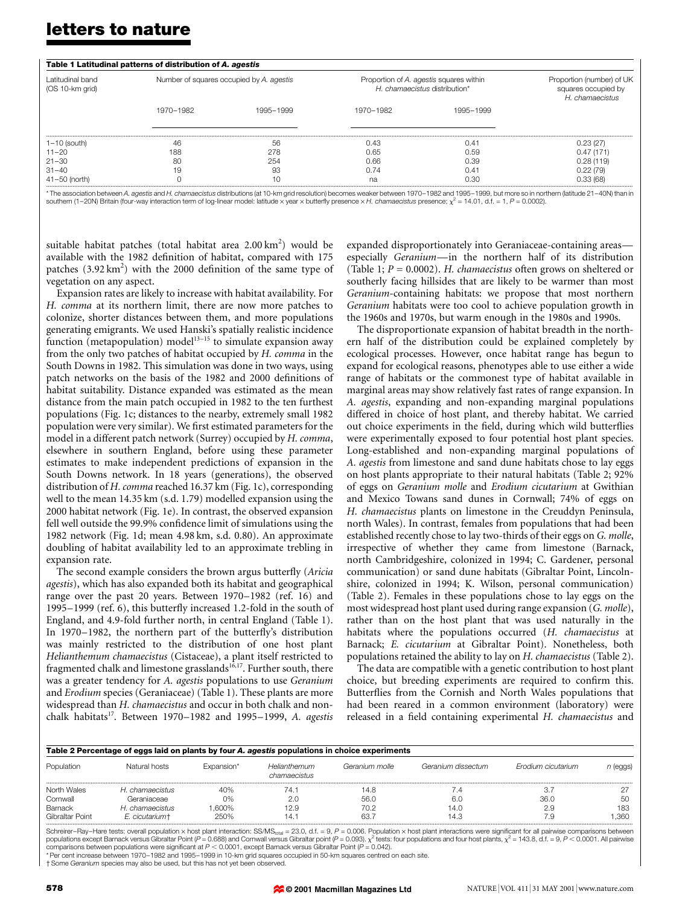**Table 1 Latitudinal patterns of distribution of *A. agestis***

| Latitudinal band (OS 10-km grid) | Number of squares occupied by *A. agestis* | | Proportion of *A. agestis* squares within *H. chamaecistus* distribution* | | Proportion (number) of UK squares occupied by *H. chamaecistus* |
|---|---|---|---|---|---|
| | 1970–1982 | 1995–1999 | 1970–1982 | 1995–1999 | |
| 1–10 (south) | 46 | 56 | 0.43 | 0.41 | 0.23 (27) |
| 11–20 | 188 | 278 | 0.65 | 0.59 | 0.47 (171) |
| 21–30 | 80 | 254 | 0.66 | 0.39 | 0.28 (119) |
| 31–40 | 19 | 93 | 0.74 | 0.41 | 0.22 (79) |
| 41–50 (north) | 0 | 10 | na | 0.30 | 0.33 (68) |

\* The association between *A. agestis* and *H. chamaecistus* distributions (at 10-km grid resolution) becomes weaker between 1970–1982 and 1995–1999, but more so in northern (latitude 21–40N) than in southern (1–20N) Britain (four-way interaction term of log-linear model: latitude × year × butterfly presence × *H. chamaecistus* presence; $\chi^2 = 14.01$, d.f. = 1, $P = 0.0002$).

suitable habitat patches (total habitat area $2.00\,km^2$) would be available with the 1982 definition of habitat, compared with 175 patches ($3.92\,km^2$) with the 2000 definition of the same type of vegetation on any aspect.

Expansion rates are likely to increase with habitat availability. For *H. comma* at its northern limit, there are now more patches to colonize, shorter distances between them, and more populations generating emigrants. We used Hanski's spatially realistic incidence function (metapopulation) model[13–15] to simulate expansion away from the only two patches of habitat occupied by *H. comma* in the South Downs in 1982. This simulation was done in two ways, using patch networks on the basis of the 1982 and 2000 definitions of habitat suitability. Distance expanded was estimated as the mean distance from the main patch occupied in 1982 to the ten furthest populations (Fig. 1c; distances to the nearby, extremely small 1982 population were very similar). We first estimated parameters for the model in a different patch network (Surrey) occupied by *H. comma*, elsewhere in southern England, before using these parameter estimates to make independent predictions of expansion in the South Downs network. In 18 years (generations), the observed distribution of *H. comma* reached 16.37 km (Fig. 1c), corresponding well to the mean 14.35 km (s.d. 1.79) modelled expansion using the 2000 habitat network (Fig. 1e). In contrast, the observed expansion fell well outside the 99.9% confidence limit of simulations using the 1982 network (Fig. 1d; mean 4.98 km, s.d. 0.80). An approximate doubling of habitat availability led to an approximate trebling in expansion rate.

The second example considers the brown argus butterfly (*Aricia agestis*), which has also expanded both its habitat and geographical range over the past 20 years. Between 1970–1982 (ref. 16) and 1995–1999 (ref. 6), this butterfly increased 1.2-fold in the south of England, and 4.9-fold further north, in central England (Table 1). In 1970–1982, the northern part of the butterfly's distribution was mainly restricted to the distribution of one host plant *Helianthemum chamaecistus* (Cistaceae), a plant itself restricted to fragmented chalk and limestone grasslands[16,17]. Further south, there was a greater tendency for *A. agestis* populations to use *Geranium* and *Erodium* species (Geraniaceae) (Table 1). These plants are more widespread than *H. chamaecistus* and occur in both chalk and non-chalk habitats[17]. Between 1970–1982 and 1995–1999, *A. agestis* expanded disproportionately into Geraniaceae-containing areas—especially *Geranium*—in the northern half of its distribution (Table 1; $P = 0.0002$). *H. chamaecistus* often grows on sheltered or southerly facing hillsides that are likely to be warmer than most *Geranium*-containing habitats: we propose that most northern *Geranium* habitats were too cool to achieve population growth in the 1960s and 1970s, but warm enough in the 1980s and 1990s.

The disproportionate expansion of habitat breadth in the northern half of the distribution could be explained completely by ecological processes. However, once habitat range has begun to expand for ecological reasons, phenotypes able to use either a wide range of habitats or the commonest type of habitat available in marginal areas may show relatively fast rates of range expansion. In *A. agestis*, expanding and non-expanding marginal populations differed in choice of host plant, and thereby habitat. We carried out choice experiments in the field, during which wild butterflies were experimentally exposed to four potential host plant species. Long-established and non-expanding marginal populations of *A. agestis* from limestone and sand dune habitats chose to lay eggs on host plants appropriate to their natural habitats (Table 2; 92% of eggs on *Geranium molle* and *Erodium cicutarium* at Gwithian and Mexico Towans sand dunes in Cornwall; 74% of eggs on *H. chamaecistus* plants on limestone in the Creuddyn Peninsula, north Wales). In contrast, females from populations that had been established recently chose to lay two-thirds of their eggs on *G. molle*, irrespective of whether they came from limestone (Barnack, north Cambridgeshire, colonized in 1994; C. Gardener, personal communication) or sand dune habitats (Gibraltar Point, Lincolnshire, colonized in 1994; K. Wilson, personal communication) (Table 2). Females in these populations chose to lay eggs on the most widespread host plant used during range expansion (*G. molle*), rather than on the host plant that was used naturally in the habitats where the populations occurred (*H. chamaecistus* at Barnack; *E. cicutarium* at Gibraltar Point). Nonetheless, both populations retained the ability to lay on *H. chamaecistus* (Table 2).

The data are compatible with a genetic contribution to host plant choice, but breeding experiments are required to confirm this. Butterflies from the Cornish and North Wales populations that had been reared in a common environment (laboratory) were released in a field containing experimental *H. chamaecistus* and

**Table 2 Percentage of eggs laid on plants by four *A. agestis* populations in choice experiments**

| Population | Natural hosts | Expansion* | *Helianthemum chamaecistus* | *Geranium molle* | *Geranium dissectum* | *Erodium cicutarium* | *n* (eggs) |
|---|---|---|---|---|---|---|---|
| North Wales | *H. chamaecistus* | 40% | 74.1 | 14.8 | 7.4 | 3.7 | 27 |
| Cornwall | Geraniaceae | 0% | 2.0 | 56.0 | 6.0 | 36.0 | 50 |
| Barnack | *H. chamaecistus* | 1,600% | 12.9 | 70.2 | 14.0 | 2.9 | 183 |
| Gibraltar Point | *E. cicutarium*† | 250% | 14.1 | 63.7 | 14.3 | 7.9 | 1,360 |

Schreirer–Ray–Hare tests: overall population × host plant interaction: $SS/MS_{total} = 23.0$, d.f. = 9, $P = 0.006$. Population × host plant interactions were significant for all pairwise comparisons between populations except Barnack versus Gibraltar Point ($P = 0.688$) and Cornwall versus Gibraltar point ($P = 0.093$). $\chi^2$ tests: four populations and four host plants, $\chi^2 = 143.8$, d.f. = 9, $P < 0.0001$. All pairwise comparisons between populations were significant at $P < 0.0001$, except Barnack versus Gibraltar Point ($P = 0.042$).

\* Per cent increase between 1970–1982 and 1995–1999 in 10-km grid squares occupied in 50-km squares centred on each site.

† Some *Geranium* species may also be used, but this has not yet been observed.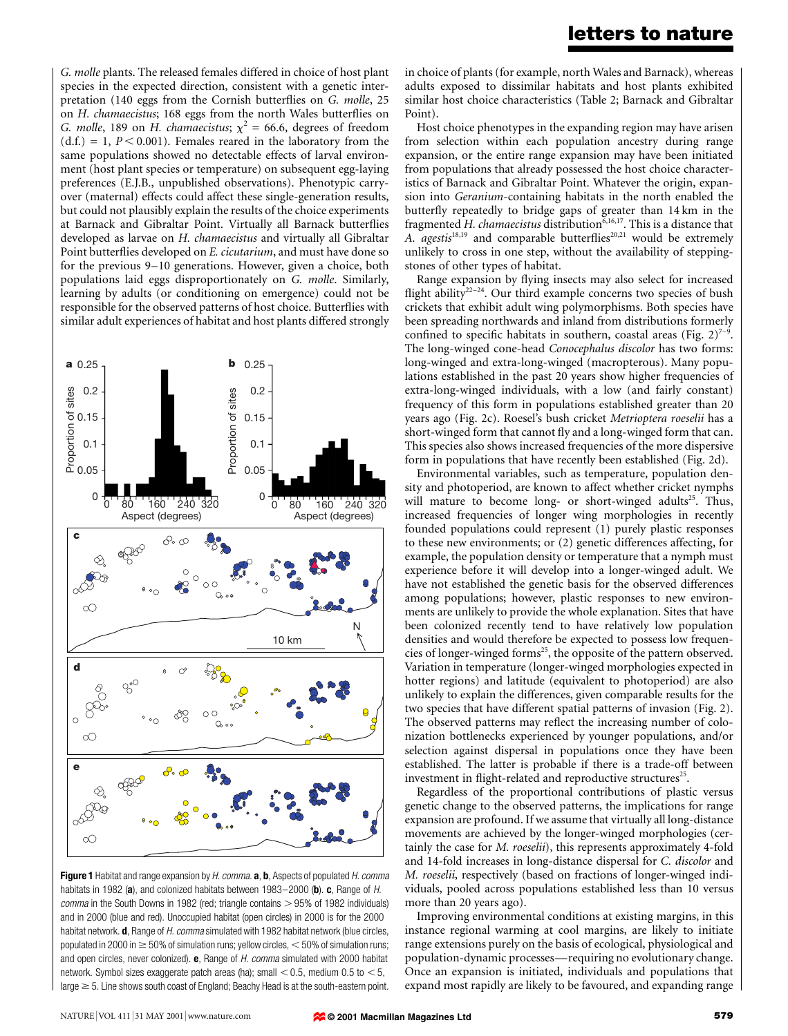*G. molle* plants. The released females differed in choice of host plant species in the expected direction, consistent with a genetic interpretation (140 eggs from the Cornish butterflies on *G. molle*, 25 on *H. chamaecistus*; 168 eggs from the north Wales butterflies on *G. molle*, 189 on *H. chamaecistus*; $\chi^2 = 66.6$, degrees of freedom (d.f.) = 1, $P < 0.001$). Females reared in the laboratory from the same populations showed no detectable effects of larval environment (host plant species or temperature) on subsequent egg-laying preferences (E.J.B., unpublished observations). Phenotypic carry-over (maternal) effects could affect these single-generation results, but could not plausibly explain the results of the choice experiments at Barnack and Gibraltar Point. Virtually all Barnack butterflies developed as larvae on *H. chamaecistus* and virtually all Gibraltar Point butterflies developed on *E. cicutarium*, and must have done so for the previous 9–10 generations. However, given a choice, both populations laid eggs disproportionately on *G. molle*. Similarly, learning by adults (or conditioning on emergence) could not be responsible for the observed patterns of host choice. Butterflies with similar adult experiences of habitat and host plants differed strongly in choice of plants (for example, north Wales and Barnack), whereas adults exposed to dissimilar habitats and host plants exhibited similar host choice characteristics (Table 2; Barnack and Gibraltar Point).

**Figure 1** Habitat and range expansion by *H. comma*. **a**, **b**, Aspects of populated *H. comma* habitats in 1982 (**a**), and colonized habitats between 1983–2000 (**b**). **c**, Range of *H. comma* in the South Downs in 1982 (red; triangle contains > 95% of 1982 individuals) and in 2000 (blue and red). Unoccupied habitat (open circles) in 2000 is for the 2000 habitat network. **d**, Range of *H. comma* simulated with 1982 habitat network (blue circles, populated in 2000 in ≥ 50% of simulation runs; yellow circles, < 50% of simulation runs; and open circles, never colonized). **e**, Range of *H. comma* simulated with 2000 habitat network. Symbol sizes exaggerate patch areas (ha); small < 0.5, medium 0.5 to < 5, large ≥ 5. Line shows south coast of England; Beachy Head is at the south-eastern point.

Host choice phenotypes in the expanding region may have arisen from selection within each population ancestry during range expansion, or the entire range expansion may have been initiated from populations that already possessed the host choice characteristics of Barnack and Gibraltar Point. Whatever the origin, expansion into *Geranium*-containing habitats in the north enabled the butterfly repeatedly to bridge gaps of greater than 14 km in the fragmented *H. chamaecistus* distribution[6,16,17]. This is a distance that *A. agestis*[18,19] and comparable butterflies[20,21] would be extremely unlikely to cross in one step, without the availability of stepping-stones of other types of habitat.

Range expansion by flying insects may also select for increased flight ability[22–24]. Our third example concerns two species of bush crickets that exhibit adult wing polymorphisms. Both species have been spreading northwards and inland from distributions formerly confined to specific habitats in southern, coastal areas (Fig. 2)[7–9]. The long-winged cone-head *Conocephalus discolor* has two forms: long-winged and extra-long-winged (macropterous). Many populations established in the past 20 years show higher frequencies of extra-long-winged individuals, with a low (and fairly constant) frequency of this form in populations established greater than 20 years ago (Fig. 2c). Roesel's bush cricket *Metrioptera roeselii* has a short-winged form that cannot fly and a long-winged form that can. This species also shows increased frequencies of the more dispersive form in populations that have recently been established (Fig. 2d).

Environmental variables, such as temperature, population density and photoperiod, are known to affect whether cricket nymphs will mature to become long- or short-winged adults[25]. Thus, increased frequencies of longer wing morphologies in recently founded populations could represent (1) purely plastic responses to these new environments; or (2) genetic differences affecting, for example, the population density or temperature that a nymph must experience before it will develop into a longer-winged adult. We have not established the genetic basis for the observed differences among populations; however, plastic responses to new environments are unlikely to provide the whole explanation. Sites that have been colonized recently tend to have relatively low population densities and would therefore be expected to possess low frequencies of longer-winged forms[25], the opposite of the pattern observed. Variation in temperature (longer-winged morphologies expected in hotter regions) and latitude (equivalent to photoperiod) are also unlikely to explain the differences, given comparable results for the two species that have different spatial patterns of invasion (Fig. 2). The observed patterns may reflect the increasing number of colonization bottlenecks experienced by younger populations, and/or selection against dispersal in populations once they have been established. The latter is probable if there is a trade-off between investment in flight-related and reproductive structures[25].

Regardless of the proportional contributions of plastic versus genetic change to the observed patterns, the implications for range expansion are profound. If we assume that virtually all long-distance movements are achieved by the longer-winged morphologies (certainly the case for *M. roeselii*), this represents approximately 4-fold and 14-fold increases in long-distance dispersal for *C. discolor* and *M. roeselii*, respectively (based on fractions of longer-winged individuals, pooled across populations established less than 10 versus more than 20 years ago).

Improving environmental conditions at existing margins, in this instance regional warming at cool margins, are likely to initiate range extensions purely on the basis of ecological, physiological and population-dynamic processes—requiring no evolutionary change. Once an expansion is initiated, individuals and populations that expand most rapidly are likely to be favoured, and expanding range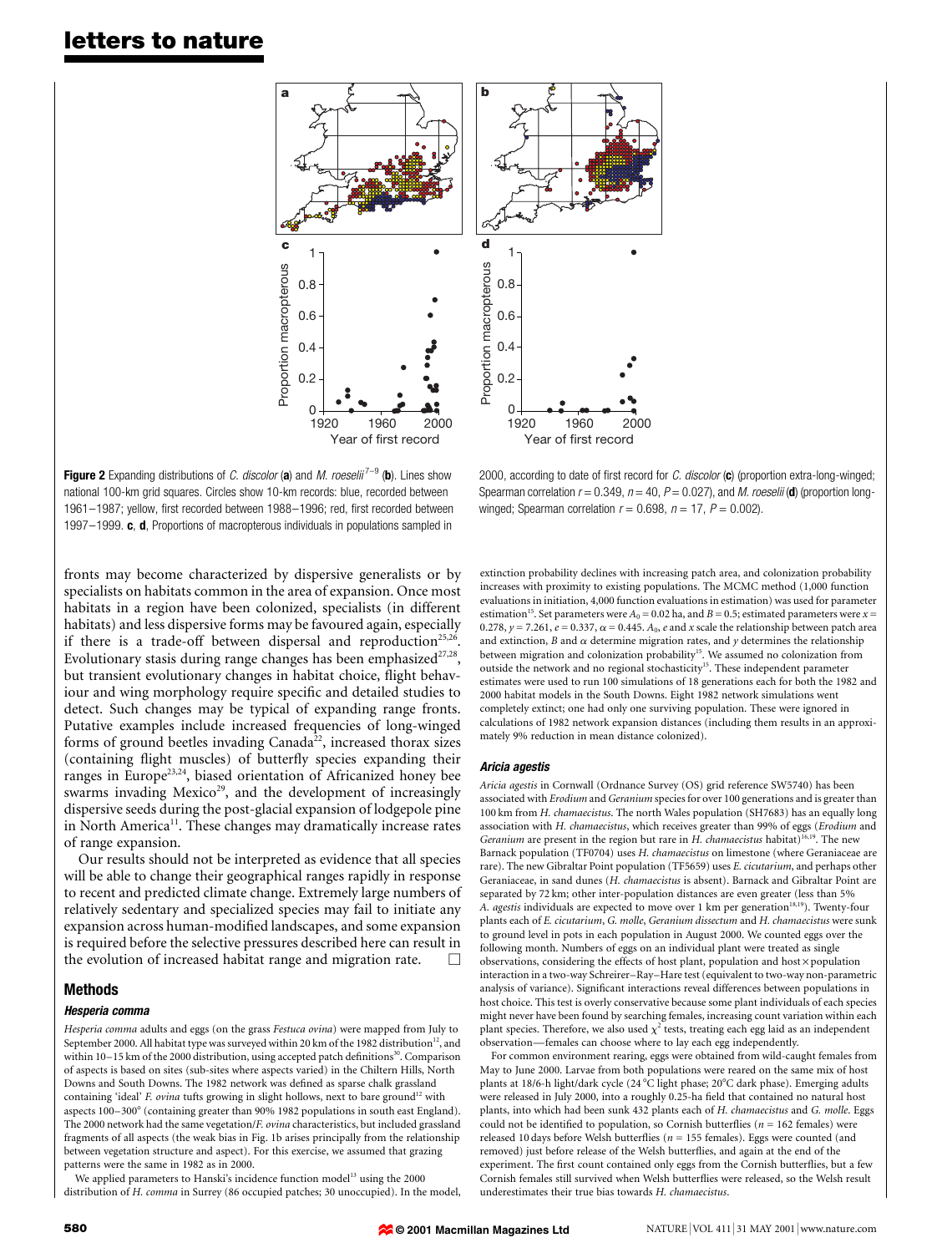**Figure 2** Expanding distributions of *C. discolor* (**a**) and *M. roeselii*[7–9] (**b**). Lines show national 100-km grid squares. Circles show 10-km records: blue, recorded between 1961–1987; yellow, first recorded between 1988–1996; red, first recorded between 1997–1999. **c**, **d**, Proportions of macropterous individuals in populations sampled in 2000, according to date of first record for *C. discolor* (**c**) (proportion extra-long-winged; Spearman correlation $r = 0.349$, $n = 40$, $P = 0.027$), and *M. roeselii* (**d**) (proportion long-winged; Spearman correlation $r = 0.698$, $n = 17$, $P = 0.002$).

fronts may become characterized by dispersive generalists or by specialists on habitats common in the area of expansion. Once most habitats in a region have been colonized, specialists (in different habitats) and less dispersive forms may be favoured again, especially if there is a trade-off between dispersal and reproduction[25,26]. Evolutionary stasis during range changes has been emphasized[27,28], but transient evolutionary changes in habitat choice, flight behaviour and wing morphology require specific and detailed studies to detect. Such changes may be typical of expanding range fronts. Putative examples include increased frequencies of long-winged forms of ground beetles invading Canada[22], increased thorax sizes (containing flight muscles) of butterfly species expanding their ranges in Europe[23,24], biased orientation of Africanized honey bee swarms invading Mexico[29], and the development of increasingly dispersive seeds during the post-glacial expansion of lodgepole pine in North America[11]. These changes may dramatically increase rates of range expansion.

Our results should not be interpreted as evidence that all species will be able to change their geographical ranges rapidly in response to recent and predicted climate change. Extremely large numbers of relatively sedentary and specialized species may fail to initiate any expansion across human-modified landscapes, and some expansion is required before the selective pressures described here can result in the evolution of increased habitat range and migration rate. □

## Methods

### *Hesperia comma*

*Hesperia comma* adults and eggs (on the grass *Festuca ovina*) were mapped from July to September 2000. All habitat type was surveyed within 20 km of the 1982 distribution[12], and within 10–15 km of the 2000 distribution, using accepted patch definitions[30]. Comparison of aspects is based on sites (sub-sites where aspects varied) in the Chiltern Hills, North Downs and South Downs. The 1982 network was defined as sparse chalk grassland containing 'ideal' *F. ovina* tufts growing in slight hollows, next to bare ground[12] with aspects 100–300° (containing greater than 90% 1982 populations in south east England). The 2000 network had the same vegetation/*F. ovina* characteristics, but included grassland fragments of all aspects (the weak bias in Fig. 1b arises principally from the relationship between vegetation structure and aspect). For this exercise, we assumed that grazing patterns were the same in 1982 as in 2000.

We applied parameters to Hanski's incidence function model[13] using the 2000 distribution of *H. comma* in Surrey (86 occupied patches; 30 unoccupied). In the model, extinction probability declines with increasing patch area, and colonization probability increases with proximity to existing populations. The MCMC method (1,000 function evaluations in initiation, 4,000 function evaluations in estimation) was used for parameter estimation[15]. Set parameters were $A_0 = 0.02$ ha, and $B = 0.5$; estimated parameters were $x = 0.278$, $y = 7.261$, $e = 0.337$, $\alpha = 0.445$. $A_0$, $e$ and $x$ scale the relationship between patch area and extinction, $B$ and $\alpha$ determine migration rates, and $y$ determines the relationship between migration and colonization probability[15]. We assumed no colonization from outside the network and no regional stochasticity[15]. These independent parameter estimates were used to run 100 simulations of 18 generations each for both the 1982 and 2000 habitat models in the South Downs. Eight 1982 network simulations went completely extinct; one had only one surviving population. These were ignored in calculations of 1982 network expansion distances (including them results in an approximately 9% reduction in mean distance colonized).

### *Aricia agestis*

*Aricia agestis* in Cornwall (Ordnance Survey (OS) grid reference SW5740) has been associated with *Erodium* and *Geranium* species for over 100 generations and is greater than 100 km from *H. chamaecistus*. The north Wales population (SH7683) has an equally long association with *H. chamaecistus*, which receives greater than 99% of eggs (*Erodium* and *Geranium* are present in the region but rare in *H. chamaecistus* habitat)[16,19]. The new Barnack population (TF0704) uses *H. chamaecistus* on limestone (where Geraniaceae are rare). The new Gibraltar Point population (TF5659) uses *E. cicutarium*, and perhaps other Geraniaceae, in sand dunes (*H. chamaecistus* is absent). Barnack and Gibraltar Point are separated by 72 km; other inter-population distances are even greater (less than 5% *A. agestis* individuals are expected to move over 1 km per generation[18,19]). Twenty-four plants each of *E. cicutarium*, *G. molle*, *Geranium dissectum* and *H. chamaecistus* were sunk to ground level in pots in each population in August 2000. We counted eggs over the following month. Numbers of eggs on an individual plant were treated as single observations, considering the effects of host plant, population and host × population interaction in a two-way Schreirer–Ray–Hare test (equivalent to two-way non-parametric analysis of variance). Significant interactions reveal differences between populations in host choice. This test is overly conservative because some plant individuals of each species might never have been found by searching females, increasing count variation within each plant species. Therefore, we also used $\chi^2$ tests, treating each egg laid as an independent observation—females can choose where to lay each egg independently.

For common environment rearing, eggs were obtained from wild-caught females from May to June 2000. Larvae from both populations were reared on the same mix of host plants at 18/6-h light/dark cycle (24 °C light phase; 20°C dark phase). Emerging adults were released in July 2000, into a roughly 0.25-ha field that contained no natural host plants, into which had been sunk 432 plants each of *H. chamaecistus* and *G. molle*. Eggs could not be identified to population, so Cornish butterflies ($n = 162$ females) were released 10 days before Welsh butterflies ($n = 155$ females). Eggs were counted (and removed) just before release of the Welsh butterflies, and again at the end of the experiment. The first count contained only eggs from the Cornish butterflies, but a few Cornish females still survived when Welsh butterflies were released, so the Welsh result underestimates their true bias towards *H. chamaecistus*.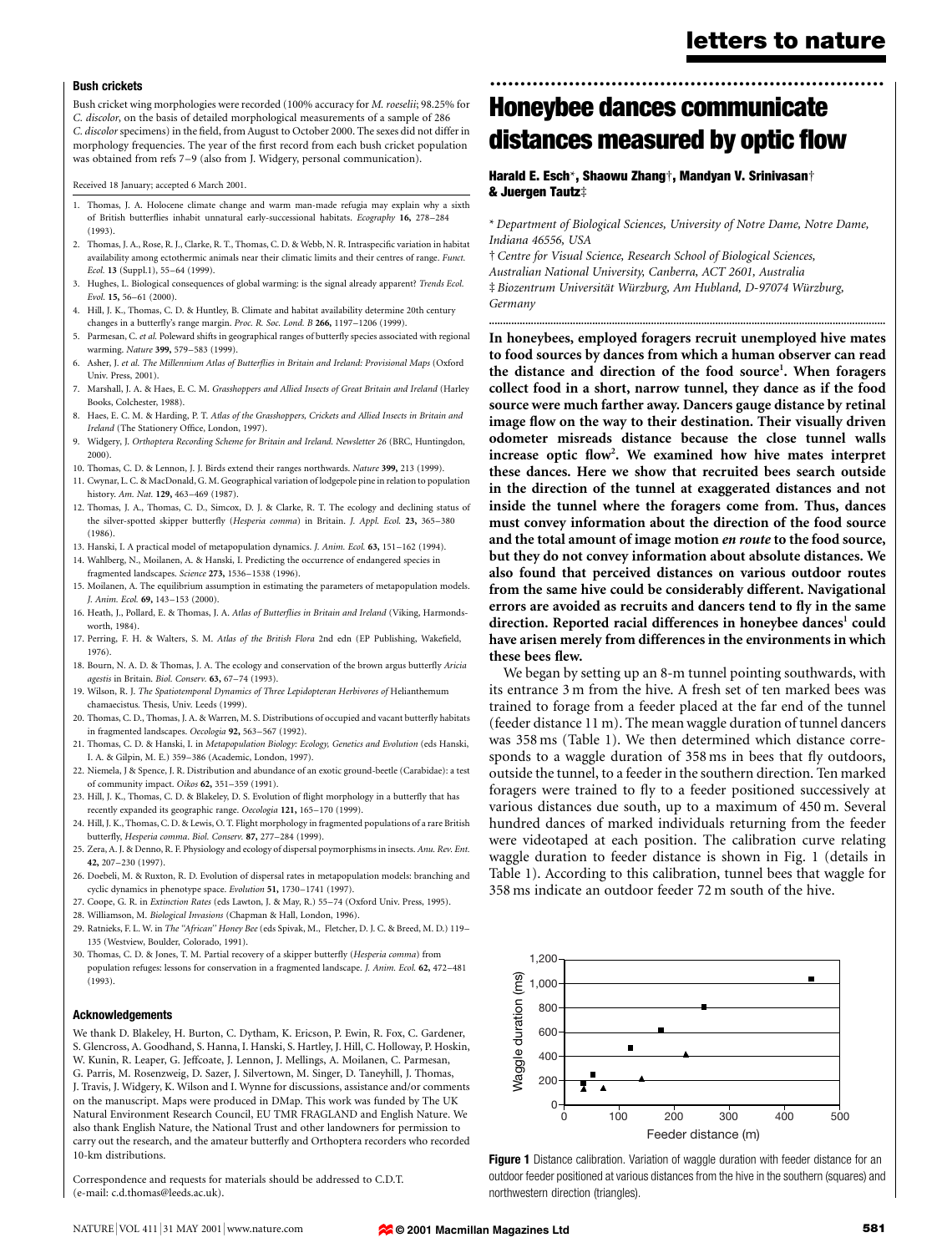### Bush crickets

Bush cricket wing morphologies were recorded (100% accuracy for *M. roeselii*; 98.25% for *C. discolor*, on the basis of detailed morphological measurements of a sample of 286 *C. discolor* specimens) in the field, from August to October 2000. The sexes did not differ in morphology frequencies. The year of the first record from each bush cricket population was obtained from refs 7–9 (also from J. Widgery, personal communication).

Received 18 January; accepted 6 March 2001.

1. Thomas, J. A. Holocene climate change and warm man-made refugia may explain why a sixth of British butterflies inhabit unnatural early-successional habitats. *Ecography* **16,** 278–284 (1993).
2. Thomas, J. A., Rose, R. J., Clarke, R. T., Thomas, C. D. & Webb, N. R. Intraspecific variation in habitat availability among ectothermic animals near their climatic limits and their centres of range. *Funct. Ecol.* **13** (Suppl.1), 55–64 (1999).
3. Hughes, L. Biological consequences of global warming: is the signal already apparent? *Trends Ecol. Evol.* **15,** 56–61 (2000).
4. Hill, J. K., Thomas, C. D. & Huntley, B. Climate and habitat availability determine 20th century changes in a butterfly's range margin. *Proc. R. Soc. Lond. B* **266,** 1197–1206 (1999).
5. Parmesan, C. *et al.* Poleward shifts in geographical ranges of butterfly species associated with regional warming. *Nature* **399,** 579–583 (1999).
6. Asher, J. *et al. The Millennium Atlas of Butterflies in Britain and Ireland: Provisional Maps* (Oxford Univ. Press, 2001).
7. Marshall, J. A. & Haes, E. C. M. *Grasshoppers and Allied Insects of Great Britain and Ireland* (Harley Books, Colchester, 1988).
8. Haes, E. C. M. & Harding, P. T. *Atlas of the Grasshoppers, Crickets and Allied Insects in Britain and Ireland* (The Stationery Office, London, 1997).
9. Widgery, J. *Orthoptera Recording Scheme for Britain and Ireland. Newsletter 26* (BRC, Huntingdon, 2000).
10. Thomas, C. D. & Lennon, J. J. Birds extend their ranges northwards. *Nature* **399,** 213 (1999).
11. Cwynar, L. C. & MacDonald, G. M. Geographical variation of lodgepole pine in relation to population history. *Am. Nat.* **129,** 463–469 (1987).
12. Thomas, J. A., Thomas, C. D., Simcox, D. J. & Clarke, R. T. The ecology and declining status of the silver-spotted skipper butterfly (*Hesperia comma*) in Britain. *J. Appl. Ecol.* **23,** 365–380 (1986).
13. Hanski, I. A practical model of metapopulation dynamics. *J. Anim. Ecol.* **63,** 151–162 (1994).
14. Wahlberg, N., Moilanen, A. & Hanski, I. Predicting the occurrence of endangered species in fragmented landscapes. *Science* **273,** 1536–1538 (1996).
15. Moilanen, A. The equilibrium assumption in estimating the parameters of metapopulation models. *J. Anim. Ecol.* **69,** 143–153 (2000).
16. Heath, J., Pollard, E. & Thomas, J. A. *Atlas of Butterflies in Britain and Ireland* (Viking, Harmondsworth, 1984).
17. Perring, F. H. & Walters, S. M. *Atlas of the British Flora* 2nd edn (EP Publishing, Wakefield, 1976).
18. Bourn, N. A. D. & Thomas, J. A. The ecology and conservation of the brown argus butterfly *Aricia agestis* in Britain. *Biol. Conserv.* **63,** 67–73 (1993).
19. Wilson, R. J. *The Spatiotemporal Dynamics of Three Lepidopteran Herbivores of* Helianthemum chamaecistus. Thesis, Univ. Leeds (1999).
20. Thomas, C. D., Thomas, J. A. & Warren, M. S. Distributions of occupied and vacant butterfly habitats in fragmented landscapes. *Oecologia* **92,** 563–567 (1992).
21. Thomas, C. D. & Hanski, I. in *Metapopulation Biology: Ecology, Genetics and Evolution* (eds Hanski, I. A. & Gilpin, M. E.) 359–386 (Academic, London, 1997).
22. Niemela, J & Spence, J. R. Distribution and abundance of an exotic ground-beetle (Carabidae): a test of community impact. *Oikos* **62,** 351–359 (1991).
23. Hill, J. K., Thomas, C. D. & Blakeley, D. S. Evolution of flight morphology in a butterfly that has recently expanded its geographic range. *Oecologia* **121,** 165–170 (1999).
24. Hill, J. K., Thomas, C. D. & Lewis, O. T. Flight morphology in fragmented populations of a rare British butterfly, *Hesperia comma*. *Biol. Conserv.* **87,** 277–284 (1999).
25. Zera, A. J. & Denno, R. F. Physiology and ecology of dispersal poymorphisms in insects. *Anu. Rev. Ent.* **42,** 207–230 (1997).
26. Doebeli, M. & Ruxton, R. D. Evolution of dispersal rates in metapopulation models: branching and cyclic dynamics in phenotype space. *Evolution* **51,** 1730–1741 (1997).
27. Coope, G. R. in *Extinction Rates* (eds Lawton, J. & May, R.) 55–74 (Oxford Univ. Press, 1995).
28. Williamson, M. *Biological Invasions* (Chapman & Hall, London, 1996).
29. Ratnieks, F. L. W. in *The "African" Honey Bee* (eds Spivak, M., Fletcher, D. J. C. & Breed, M. D.) 119–135 (Westview, Boulder, Colorado, 1991).
30. Thomas, C. D. & Jones, T. M. Partial recovery of a skipper butterfly (*Hesperia comma*) from population refuges: lessons for conservation in a fragmented landscape. *J. Anim. Ecol.* **62,** 472–481 (1993).

### Acknowledgements

We thank D. Blakeley, H. Burton, C. Dytham, K. Ericson, P. Ewin, R. Fox, C. Gardener, S. Glencross, A. Goodhand, S. Hanna, I. Hanski, S. Hartley, J. Hill, C. Holloway, P. Hoskin, W. Kunin, R. Leaper, G. Jeffcoate, J. Lennon, J. Mellings, A. Moilanen, C. Parmesan, G. Parris, M. Rosenzweig, D. Sazer, J. Silvertown, M. Singer, D. Taneyhill, J. Thomas, J. Travis, J. Widgery, K. Wilson and I. Wynne for discussions, assistance and/or comments on the manuscript. Maps were produced in DMap. This work was funded by The UK Natural Environment Research Council, EU TMR FRAGLAND and English Nature. We also thank English Nature, the National Trust and other landowners for permission to carry out the research, and the amateur butterfly and Orthoptera recorders who recorded 10-km distributions.

Correspondence and requests for materials should be addressed to C.D.T. (e-mail: c.d.thomas@leeds.ac.uk).

# Honeybee dances communicate distances measured by optic flow

**Harald E. Esch\*, Shaowu Zhang†, Mandyan V. Srinivasan† & Juergen Tautz‡**

\* *Department of Biological Sciences, University of Notre Dame, Notre Dame, Indiana 46556, USA*

† *Centre for Visual Science, Research School of Biological Sciences, Australian National University, Canberra, ACT 2601, Australia*

‡ *Biozentrum Universität Würzburg, Am Hubland, D-97074 Würzburg, Germany*

**In honeybees, employed foragers recruit unemployed hive mates to food sources by dances from which a human observer can read the distance and direction of the food source[1]. When foragers collect food in a short, narrow tunnel, they dance as if the food source were much farther away. Dancers gauge distance by retinal image flow on the way to their destination. Their visually driven odometer misreads distance because the close tunnel walls increase optic flow[2]. We examined how hive mates interpret these dances. Here we show that recruited bees search outside in the direction of the tunnel at exaggerated distances and not inside the tunnel where the foragers come from. Thus, dances must convey information about the direction of the food source and the total amount of image motion *en route* to the food source, but they do not convey information about absolute distances. We also found that perceived distances on various outdoor routes from the same hive could be considerably different. Navigational errors are avoided as recruits and dancers tend to fly in the same direction. Reported racial differences in honeybee dances[1] could have arisen merely from differences in the environments in which these bees flew.**

We began by setting up an 8-m tunnel pointing southwards, with its entrance 3 m from the hive. A fresh set of ten marked bees was trained to forage from a feeder placed at the far end of the tunnel (feeder distance 11 m). The mean waggle duration of tunnel dancers was 358 ms (Table 1). We then determined which distance corresponds to a waggle duration of 358 ms in bees that fly outdoors, outside the tunnel, to a feeder in the southern direction. Ten marked foragers were trained to fly to a feeder positioned successively at various distances due south, up to a maximum of 450 m. Several hundred dances of marked individuals returning from the feeder were videotaped at each position. The calibration curve relating waggle duration to feeder distance is shown in Fig. 1 (details in Table 1). According to this calibration, tunnel bees that waggle for 358 ms indicate an outdoor feeder 72 m south of the hive.

Waggle duration (ms)
1,200
1,000
800
600
400
200
0
0 100 200 300 400 500
Feeder distance (m)

**Figure 1** Distance calibration. Variation of waggle duration with feeder distance for an outdoor feeder positioned at various distances from the hive in the southern (squares) and northwestern direction (triangles).